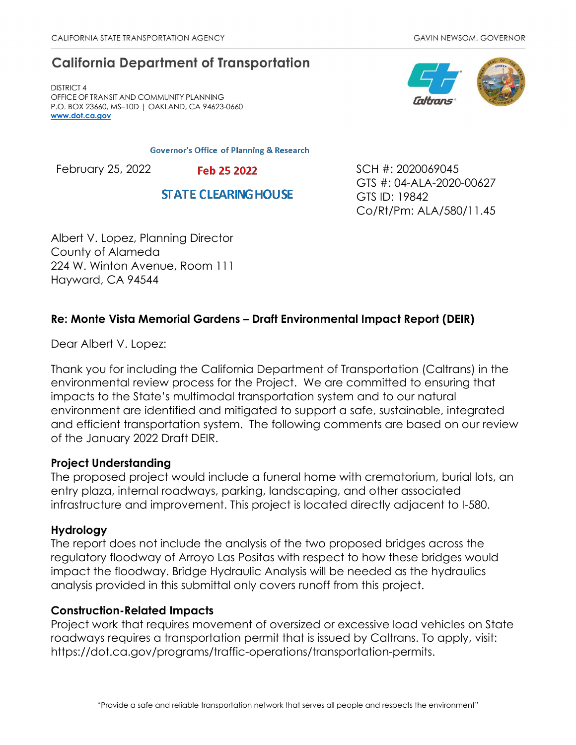CALIFORNIA STATE TRANSPORTATION AGENCY GAVIN NEWSOM, GOVERNOR

## California Department of Transportation

DISTRICT 4
OFFICE OF TRANSIT AND COMMUNITY PLANNING
P.O. BOX 23660, MS–10D | OAKLAND, CA 94623-0660
**www.dot.ca.gov**

Governor's Office of Planning & Research

Feb 25 2022

STATE CLEARINGHOUSE

February 25, 2022

SCH #: 2020069045
GTS #: 04-ALA-2020-00627
GTS ID: 19842
Co/Rt/Pm: ALA/580/11.45

Albert V. Lopez, Planning Director
County of Alameda
224 W. Winton Avenue, Room 111
Hayward, CA 94544

**Re: Monte Vista Memorial Gardens – Draft Environmental Impact Report (DEIR)**

Dear Albert V. Lopez:

Thank you for including the California Department of Transportation (Caltrans) in the environmental review process for the Project. We are committed to ensuring that impacts to the State's multimodal transportation system and to our natural environment are identified and mitigated to support a safe, sustainable, integrated and efficient transportation system. The following comments are based on our review of the January 2022 Draft DEIR.

**Project Understanding**

The proposed project would include a funeral home with crematorium, burial lots, an entry plaza, internal roadways, parking, landscaping, and other associated infrastructure and improvement. This project is located directly adjacent to I-580.

**Hydrology**

The report does not include the analysis of the two proposed bridges across the regulatory floodway of Arroyo Las Positas with respect to how these bridges would impact the floodway. Bridge Hydraulic Analysis will be needed as the hydraulics analysis provided in this submittal only covers runoff from this project.

**Construction-Related Impacts**

Project work that requires movement of oversized or excessive load vehicles on State roadways requires a transportation permit that is issued by Caltrans. To apply, visit: https://dot.ca.gov/programs/traffic-operations/transportation-permits.

"Provide a safe and reliable transportation network that serves all people and respects the environment"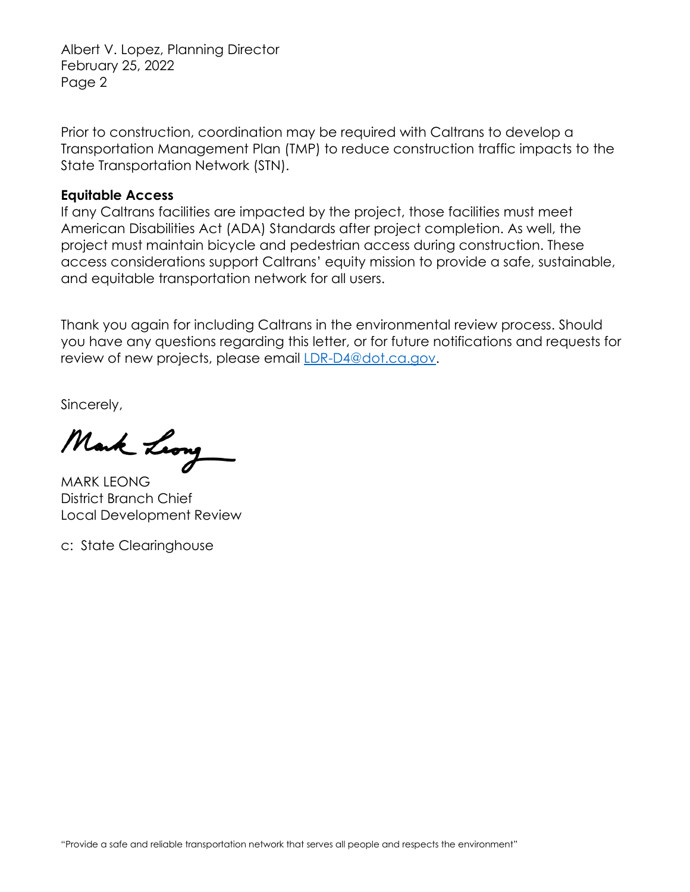Prior to construction, coordination may be required with Caltrans to develop a Transportation Management Plan (TMP) to reduce construction traffic impacts to the State Transportation Network (STN).

**Equitable Access**

If any Caltrans facilities are impacted by the project, those facilities must meet American Disabilities Act (ADA) Standards after project completion. As well, the project must maintain bicycle and pedestrian access during construction. These access considerations support Caltrans' equity mission to provide a safe, sustainable, and equitable transportation network for all users.

Thank you again for including Caltrans in the environmental review process. Should you have any questions regarding this letter, or for future notifications and requests for review of new projects, please email LDR-D4@dot.ca.gov.

Sincerely,

Mark Leong

MARK LEONG
District Branch Chief
Local Development Review

c: State Clearinghouse